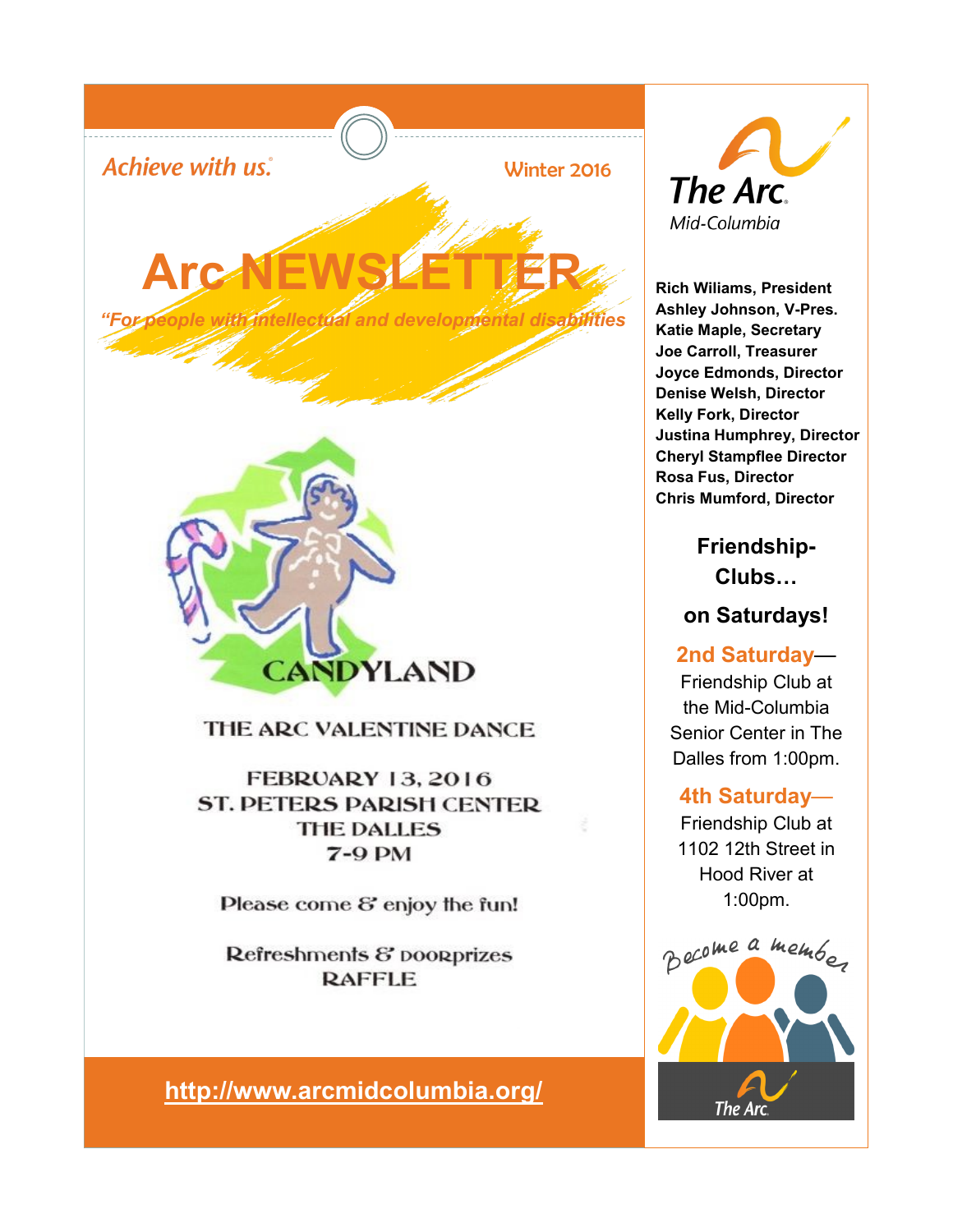Achieve with us.

Winter 2016

# Arc NEWSLETTER

*"For people with intellectual and developmental disabilities*

## CANDYLAND

THE ARC VALENTINE DANCE

FEBRUARY 13, 2016
ST. PETERS PARISH CENTER
THE DALLES
7-9 PM

Please come & enjoy the fun!

Refreshments & doorprizes
RAFFLE

**http://www.arcmidcolumbia.org/**

The Arc.
Mid-Columbia

**Rich Wiliams, President**
**Ashley Johnson, V-Pres.**
**Katie Maple, Secretary**
**Joe Carroll, Treasurer**
**Joyce Edmonds, Director**
**Denise Welsh, Director**
**Kelly Fork, Director**
**Justina Humphrey, Director**
**Cheryl Stampflee Director**
**Rosa Fus, Director**
**Chris Mumford, Director**

### Friendship-Clubs…

### on Saturdays!

**2nd Saturday**— Friendship Club at the Mid-Columbia Senior Center in The Dalles from 1:00pm.

**4th Saturday**— Friendship Club at 1102 12th Street in Hood River at 1:00pm.

Become a member

The Arc.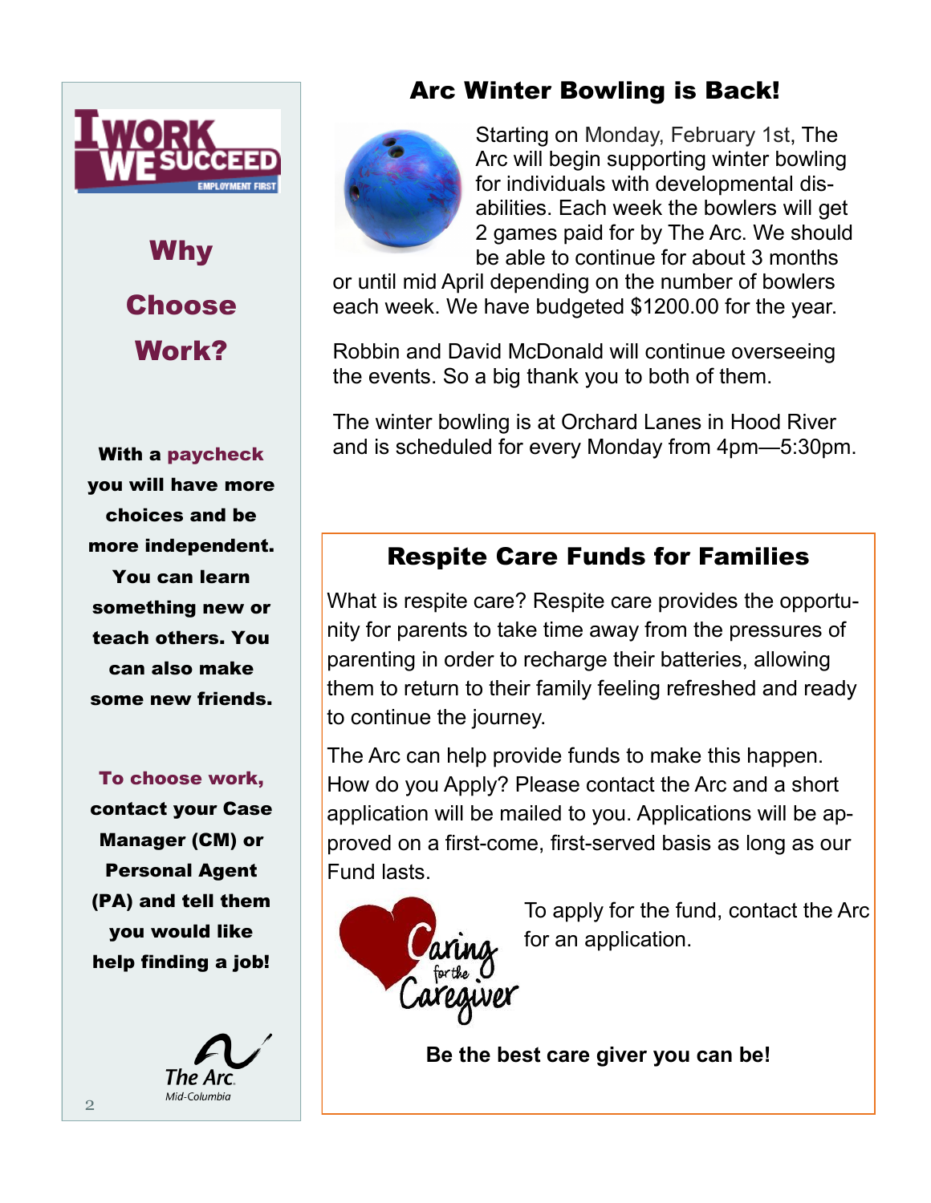I WORK WE SUCCEED
EMPLOYMENT FIRST

## Why Choose Work?

**With a paycheck you will have more choices and be more independent. You can learn something new or teach others. You can also make some new friends.**

**To choose work, contact your Case Manager (CM) or Personal Agent (PA) and tell them you would like help finding a job!**

The Arc Mid-Columbia

## Arc Winter Bowling is Back!

Starting on Monday, February 1st, The Arc will begin supporting winter bowling for individuals with developmental disabilities. Each week the bowlers will get 2 games paid for by The Arc. We should be able to continue for about 3 months or until mid April depending on the number of bowlers each week. We have budgeted $1200.00 for the year.

Robbin and David McDonald will continue overseeing the events. So a big thank you to both of them.

The winter bowling is at Orchard Lanes in Hood River and is scheduled for every Monday from 4pm—5:30pm.

## Respite Care Funds for Families

What is respite care? Respite care provides the opportunity for parents to take time away from the pressures of parenting in order to recharge their batteries, allowing them to return to their family feeling refreshed and ready to continue the journey.

The Arc can help provide funds to make this happen. How do you Apply? Please contact the Arc and a short application will be mailed to you. Applications will be approved on a first-come, first-served basis as long as our Fund lasts.

Caring for the Caregiver

To apply for the fund, contact the Arc for an application.

**Be the best care giver you can be!**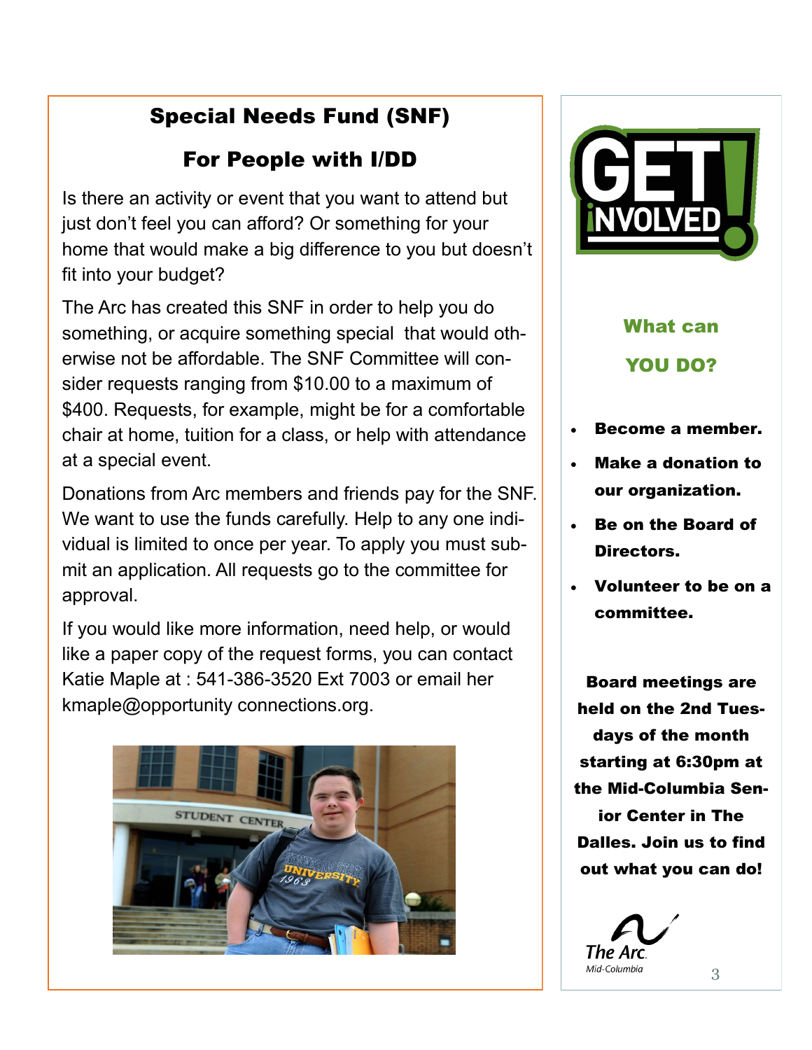## Special Needs Fund (SNF)

## For People with I/DD

Is there an activity or event that you want to attend but just don't feel you can afford? Or something for your home that would make a big difference to you but doesn't fit into your budget?

The Arc has created this SNF in order to help you do something, or acquire something special that would otherwise not be affordable. The SNF Committee will consider requests ranging from $10.00 to a maximum of $400. Requests, for example, might be for a comfortable chair at home, tuition for a class, or help with attendance at a special event.

Donations from Arc members and friends pay for the SNF. We want to use the funds carefully. Help to any one individual is limited to once per year. To apply you must submit an application. All requests go to the committee for approval.

If you would like more information, need help, or would like a paper copy of the request forms, you can contact Katie Maple at : 541-386-3520 Ext 7003 or email her kmaple@opportunity connections.org.

GET iNVOLVED!

### What can YOU DO?

- **Become a member.**
- **Make a donation to our organization.**
- **Be on the Board of Directors.**
- **Volunteer to be on a committee.**

**Board meetings are held on the 2nd Tuesdays of the month starting at 6:30pm at the Mid-Columbia Senior Center in The Dalles. Join us to find out what you can do!**

The Arc Mid-Columbia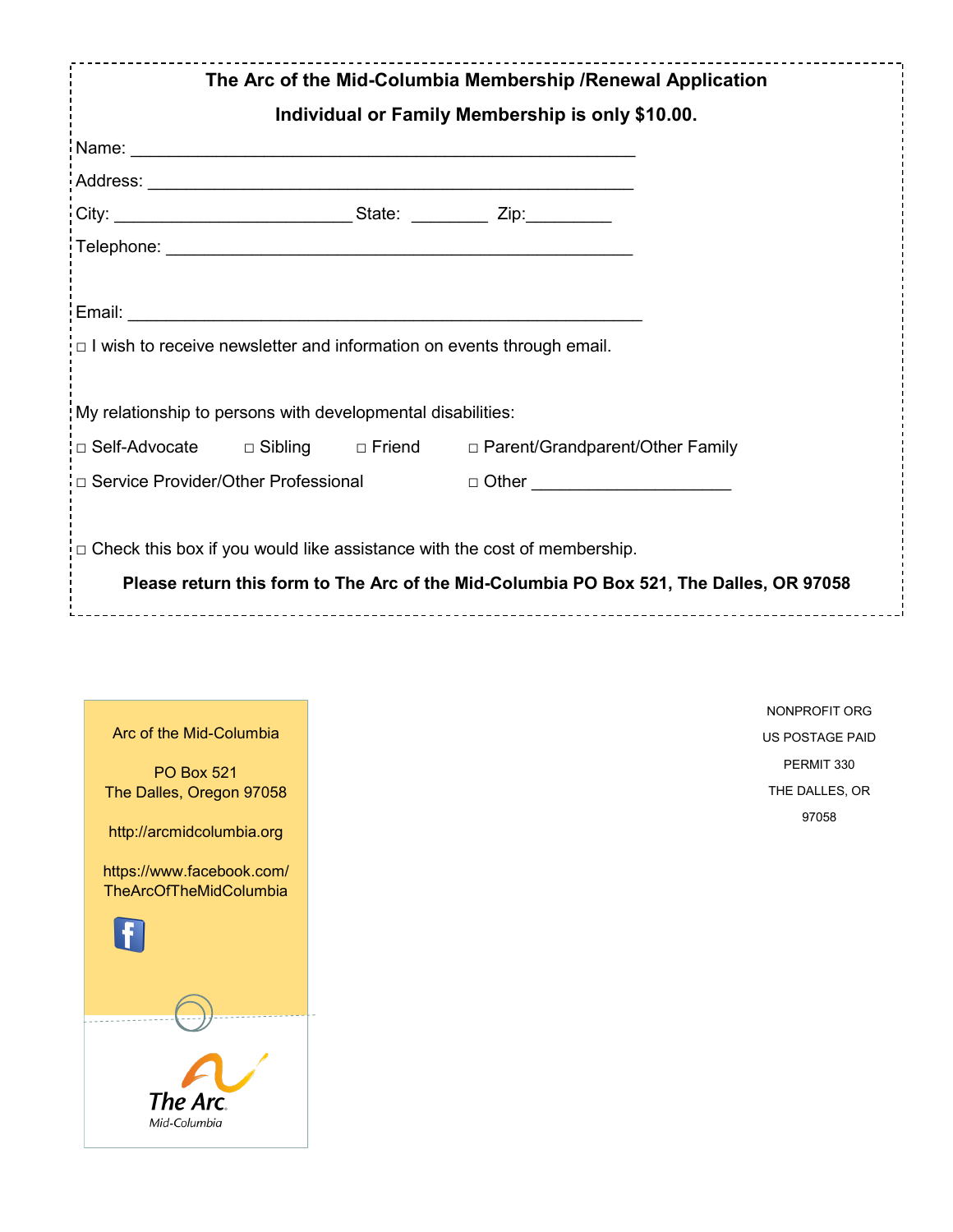**The Arc of the Mid-Columbia Membership /Renewal Application**

**Individual or Family Membership is only $10.00.**

Name: ______________________________________________________

Address: ____________________________________________________

City: __________________________ State: ________ Zip:_________

Telephone: __________________________________________________

Email: ______________________________________________________

□ I wish to receive newsletter and information on events through email.

My relationship to persons with developmental disabilities:

□ Self-Advocate □ Sibling □ Friend □ Parent/Grandparent/Other Family

□ Service Provider/Other Professional □ Other _____________________

□ Check this box if you would like assistance with the cost of membership.

**Please return this form to The Arc of the Mid-Columbia PO Box 521, The Dalles, OR 97058**

Arc of the Mid-Columbia

PO Box 521
The Dalles, Oregon 97058

http://arcmidcolumbia.org

https://www.facebook.com/TheArcOfTheMidColumbia

The Arc
Mid-Columbia

NONPROFIT ORG
US POSTAGE PAID
PERMIT 330
THE DALLES, OR
97058